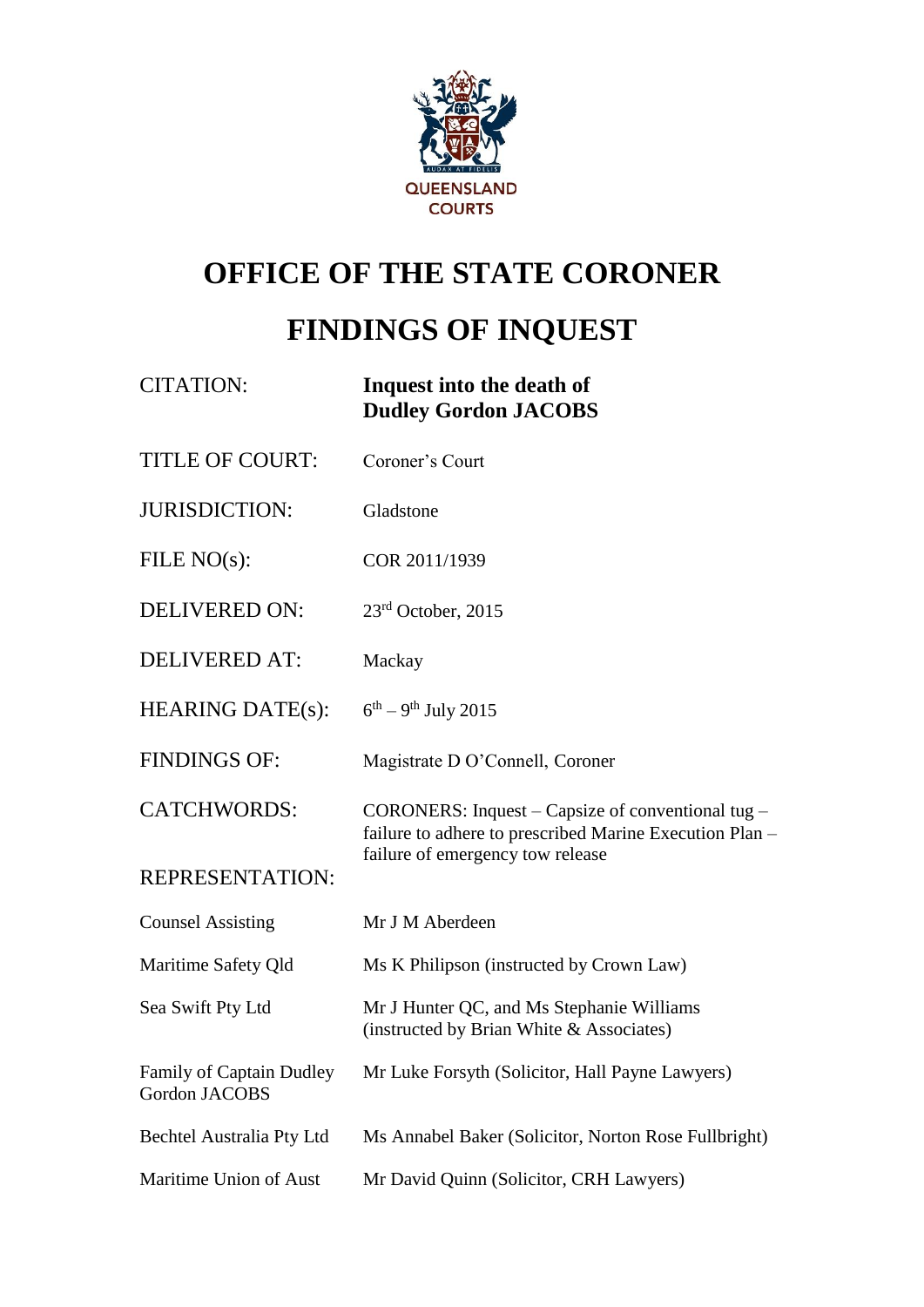QUEENSLAND COURTS

# OFFICE OF THE STATE CORONER

# FINDINGS OF INQUEST

| | |
|---|---|
| CITATION: | **Inquest into the death of Dudley Gordon JACOBS** |
| TITLE OF COURT: | Coroner's Court |
| JURISDICTION: | Gladstone |
| FILE NO(s): | COR 2011/1939 |
| DELIVERED ON: | 23rd October, 2015 |
| DELIVERED AT: | Mackay |
| HEARING DATE(s): | 6th – 9th July 2015 |
| FINDINGS OF: | Magistrate D O'Connell, Coroner |
| CATCHWORDS: | CORONERS: Inquest – Capsize of conventional tug – failure to adhere to prescribed Marine Execution Plan – failure of emergency tow release |
| REPRESENTATION: | |
| Counsel Assisting | Mr J M Aberdeen |
| Maritime Safety Qld | Ms K Philipson (instructed by Crown Law) |
| Sea Swift Pty Ltd | Mr J Hunter QC, and Ms Stephanie Williams (instructed by Brian White & Associates) |
| Family of Captain Dudley Gordon JACOBS | Mr Luke Forsyth (Solicitor, Hall Payne Lawyers) |
| Bechtel Australia Pty Ltd | Ms Annabel Baker (Solicitor, Norton Rose Fullbright) |
| Maritime Union of Aust | Mr David Quinn (Solicitor, CRH Lawyers) |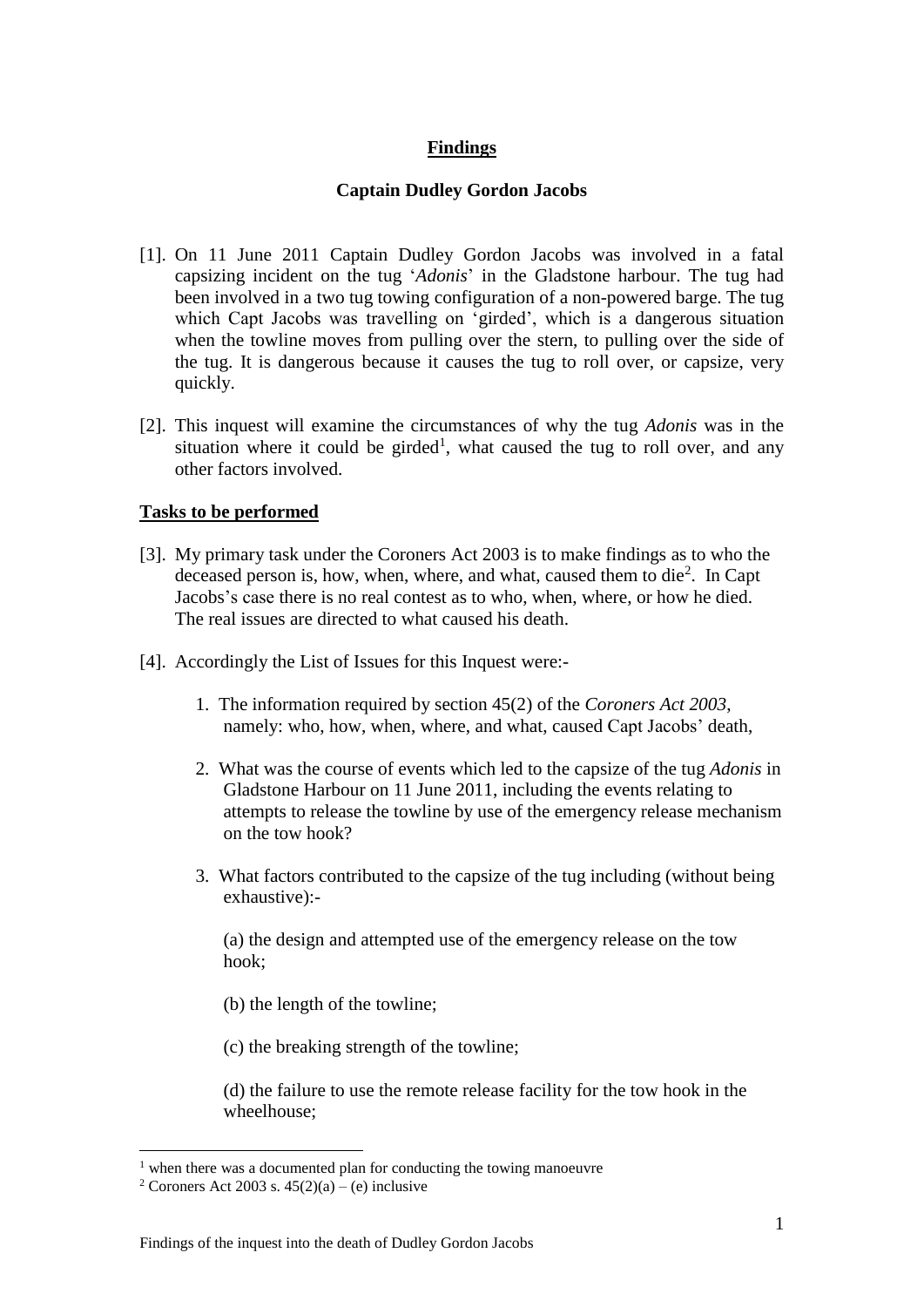## Findings

### Captain Dudley Gordon Jacobs

[1]. On 11 June 2011 Captain Dudley Gordon Jacobs was involved in a fatal capsizing incident on the tug '*Adonis*' in the Gladstone harbour. The tug had been involved in a two tug towing configuration of a non-powered barge. The tug which Capt Jacobs was travelling on 'girded', which is a dangerous situation when the towline moves from pulling over the stern, to pulling over the side of the tug. It is dangerous because it causes the tug to roll over, or capsize, very quickly.

[2]. This inquest will examine the circumstances of why the tug *Adonis* was in the situation where it could be girded[1], what caused the tug to roll over, and any other factors involved.

**Tasks to be performed**

[3]. My primary task under the Coroners Act 2003 is to make findings as to who the deceased person is, how, when, where, and what, caused them to die[2]. In Capt Jacobs's case there is no real contest as to who, when, where, or how he died. The real issues are directed to what caused his death.

[4]. Accordingly the List of Issues for this Inquest were:-

1. The information required by section 45(2) of the *Coroners Act 2003*, namely: who, how, when, where, and what, caused Capt Jacobs' death,

2. What was the course of events which led to the capsize of the tug *Adonis* in Gladstone Harbour on 11 June 2011, including the events relating to attempts to release the towline by use of the emergency release mechanism on the tow hook?

3. What factors contributed to the capsize of the tug including (without being exhaustive):-

   (a) the design and attempted use of the emergency release on the tow hook;

   (b) the length of the towline;

   (c) the breaking strength of the towline;

   (d) the failure to use the remote release facility for the tow hook in the wheelhouse;

---

[1] when there was a documented plan for conducting the towing manoeuvre

[2] Coroners Act 2003 s. 45(2)(a) – (e) inclusive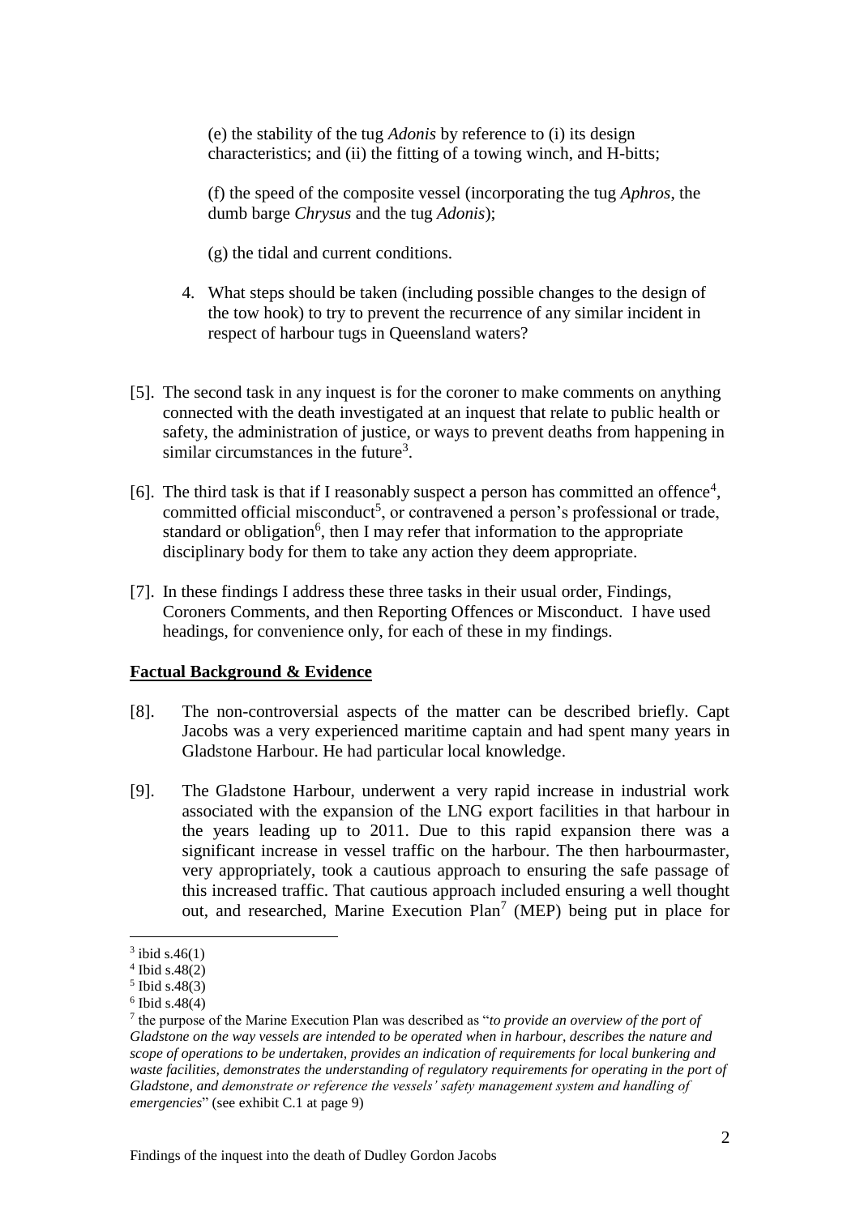(e) the stability of the tug *Adonis* by reference to (i) its design characteristics; and (ii) the fitting of a towing winch, and H-bitts;

(f) the speed of the composite vessel (incorporating the tug *Aphros*, the dumb barge *Chrysus* and the tug *Adonis*);

(g) the tidal and current conditions.

4. What steps should be taken (including possible changes to the design of the tow hook) to try to prevent the recurrence of any similar incident in respect of harbour tugs in Queensland waters?

[5]. The second task in any inquest is for the coroner to make comments on anything connected with the death investigated at an inquest that relate to public health or safety, the administration of justice, or ways to prevent deaths from happening in similar circumstances in the future[3].

[6]. The third task is that if I reasonably suspect a person has committed an offence[4], committed official misconduct[5], or contravened a person's professional or trade, standard or obligation[6], then I may refer that information to the appropriate disciplinary body for them to take any action they deem appropriate.

[7]. In these findings I address these three tasks in their usual order, Findings, Coroners Comments, and then Reporting Offences or Misconduct. I have used headings, for convenience only, for each of these in my findings.

**Factual Background & Evidence**

[8]. The non-controversial aspects of the matter can be described briefly. Capt Jacobs was a very experienced maritime captain and had spent many years in Gladstone Harbour. He had particular local knowledge.

[9]. The Gladstone Harbour, underwent a very rapid increase in industrial work associated with the expansion of the LNG export facilities in that harbour in the years leading up to 2011. Due to this rapid expansion there was a significant increase in vessel traffic on the harbour. The then harbourmaster, very appropriately, took a cautious approach to ensuring the safe passage of this increased traffic. That cautious approach included ensuring a well thought out, and researched, Marine Execution Plan[7] (MEP) being put in place for

---

[3] ibid s.46(1)

[4] Ibid s.48(2)

[5] Ibid s.48(3)

[6] Ibid s.48(4)

[7] the purpose of the Marine Execution Plan was described as "*to provide an overview of the port of Gladstone on the way vessels are intended to be operated when in harbour, describes the nature and scope of operations to be undertaken, provides an indication of requirements for local bunkering and waste facilities, demonstrates the understanding of regulatory requirements for operating in the port of Gladstone, and demonstrate or reference the vessels' safety management system and handling of emergencies*" (see exhibit C.1 at page 9)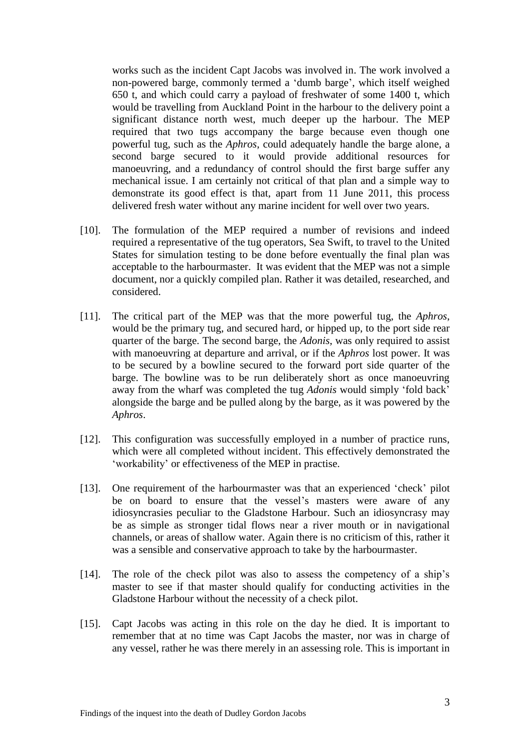works such as the incident Capt Jacobs was involved in. The work involved a non-powered barge, commonly termed a 'dumb barge', which itself weighed 650 t, and which could carry a payload of freshwater of some 1400 t, which would be travelling from Auckland Point in the harbour to the delivery point a significant distance north west, much deeper up the harbour. The MEP required that two tugs accompany the barge because even though one powerful tug, such as the *Aphros*, could adequately handle the barge alone, a second barge secured to it would provide additional resources for manoeuvring, and a redundancy of control should the first barge suffer any mechanical issue. I am certainly not critical of that plan and a simple way to demonstrate its good effect is that, apart from 11 June 2011, this process delivered fresh water without any marine incident for well over two years.

[10]. The formulation of the MEP required a number of revisions and indeed required a representative of the tug operators, Sea Swift, to travel to the United States for simulation testing to be done before eventually the final plan was acceptable to the harbourmaster. It was evident that the MEP was not a simple document, nor a quickly compiled plan. Rather it was detailed, researched, and considered.

[11]. The critical part of the MEP was that the more powerful tug, the *Aphros*, would be the primary tug, and secured hard, or hipped up, to the port side rear quarter of the barge. The second barge, the *Adonis*, was only required to assist with manoeuvring at departure and arrival, or if the *Aphros* lost power. It was to be secured by a bowline secured to the forward port side quarter of the barge. The bowline was to be run deliberately short as once manoeuvring away from the wharf was completed the tug *Adonis* would simply 'fold back' alongside the barge and be pulled along by the barge, as it was powered by the *Aphros*.

[12]. This configuration was successfully employed in a number of practice runs, which were all completed without incident. This effectively demonstrated the 'workability' or effectiveness of the MEP in practise.

[13]. One requirement of the harbourmaster was that an experienced 'check' pilot be on board to ensure that the vessel's masters were aware of any idiosyncrasies peculiar to the Gladstone Harbour. Such an idiosyncrasy may be as simple as stronger tidal flows near a river mouth or in navigational channels, or areas of shallow water. Again there is no criticism of this, rather it was a sensible and conservative approach to take by the harbourmaster.

[14]. The role of the check pilot was also to assess the competency of a ship's master to see if that master should qualify for conducting activities in the Gladstone Harbour without the necessity of a check pilot.

[15]. Capt Jacobs was acting in this role on the day he died. It is important to remember that at no time was Capt Jacobs the master, nor was in charge of any vessel, rather he was there merely in an assessing role. This is important in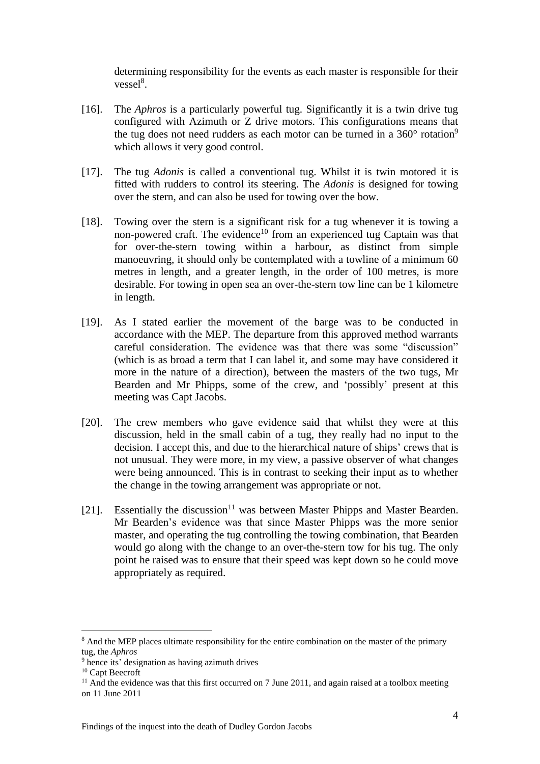determining responsibility for the events as each master is responsible for their vessel[8].

[16]. The *Aphros* is a particularly powerful tug. Significantly it is a twin drive tug configured with Azimuth or Z drive motors. This configurations means that the tug does not need rudders as each motor can be turned in a 360° rotation[9] which allows it very good control.

[17]. The tug *Adonis* is called a conventional tug. Whilst it is twin motored it is fitted with rudders to control its steering. The *Adonis* is designed for towing over the stern, and can also be used for towing over the bow.

[18]. Towing over the stern is a significant risk for a tug whenever it is towing a non-powered craft. The evidence[10] from an experienced tug Captain was that for over-the-stern towing within a harbour, as distinct from simple manoeuvring, it should only be contemplated with a towline of a minimum 60 metres in length, and a greater length, in the order of 100 metres, is more desirable. For towing in open sea an over-the-stern tow line can be 1 kilometre in length.

[19]. As I stated earlier the movement of the barge was to be conducted in accordance with the MEP. The departure from this approved method warrants careful consideration. The evidence was that there was some "discussion" (which is as broad a term that I can label it, and some may have considered it more in the nature of a direction), between the masters of the two tugs, Mr Bearden and Mr Phipps, some of the crew, and 'possibly' present at this meeting was Capt Jacobs.

[20]. The crew members who gave evidence said that whilst they were at this discussion, held in the small cabin of a tug, they really had no input to the decision. I accept this, and due to the hierarchical nature of ships' crews that is not unusual. They were more, in my view, a passive observer of what changes were being announced. This is in contrast to seeking their input as to whether the change in the towing arrangement was appropriate or not.

[21]. Essentially the discussion[11] was between Master Phipps and Master Bearden. Mr Bearden's evidence was that since Master Phipps was the more senior master, and operating the tug controlling the towing combination, that Bearden would go along with the change to an over-the-stern tow for his tug. The only point he raised was to ensure that their speed was kept down so he could move appropriately as required.

---

[8] And the MEP places ultimate responsibility for the entire combination on the master of the primary tug, the *Aphros*

[9] hence its' designation as having azimuth drives

[10] Capt Beecroft

[11] And the evidence was that this first occurred on 7 June 2011, and again raised at a toolbox meeting on 11 June 2011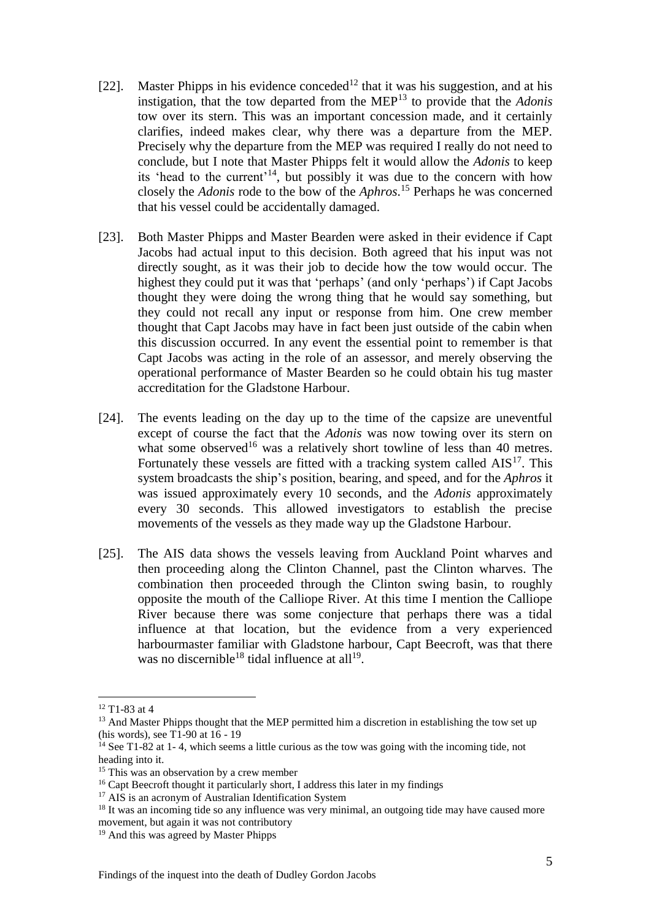[22]. Master Phipps in his evidence conceded[12] that it was his suggestion, and at his instigation, that the tow departed from the MEP[13] to provide that the *Adonis* tow over its stern. This was an important concession made, and it certainly clarifies, indeed makes clear, why there was a departure from the MEP. Precisely why the departure from the MEP was required I really do not need to conclude, but I note that Master Phipps felt it would allow the *Adonis* to keep its 'head to the current'[14], but possibly it was due to the concern with how closely the *Adonis* rode to the bow of the *Aphros*.[15] Perhaps he was concerned that his vessel could be accidentally damaged.

[23]. Both Master Phipps and Master Bearden were asked in their evidence if Capt Jacobs had actual input to this decision. Both agreed that his input was not directly sought, as it was their job to decide how the tow would occur. The highest they could put it was that 'perhaps' (and only 'perhaps') if Capt Jacobs thought they were doing the wrong thing that he would say something, but they could not recall any input or response from him. One crew member thought that Capt Jacobs may have in fact been just outside of the cabin when this discussion occurred. In any event the essential point to remember is that Capt Jacobs was acting in the role of an assessor, and merely observing the operational performance of Master Bearden so he could obtain his tug master accreditation for the Gladstone Harbour.

[24]. The events leading on the day up to the time of the capsize are uneventful except of course the fact that the *Adonis* was now towing over its stern on what some observed[16] was a relatively short towline of less than 40 metres. Fortunately these vessels are fitted with a tracking system called AIS[17]. This system broadcasts the ship's position, bearing, and speed, and for the *Aphros* it was issued approximately every 10 seconds, and the *Adonis* approximately every 30 seconds. This allowed investigators to establish the precise movements of the vessels as they made way up the Gladstone Harbour.

[25]. The AIS data shows the vessels leaving from Auckland Point wharves and then proceeding along the Clinton Channel, past the Clinton wharves. The combination then proceeded through the Clinton swing basin, to roughly opposite the mouth of the Calliope River. At this time I mention the Calliope River because there was some conjecture that perhaps there was a tidal influence at that location, but the evidence from a very experienced harbourmaster familiar with Gladstone harbour, Capt Beecroft, was that there was no discernible[18] tidal influence at all[19].

---

[12] T1-83 at 4

[13] And Master Phipps thought that the MEP permitted him a discretion in establishing the tow set up (his words), see T1-90 at 16 - 19

[14] See T1-82 at 1- 4, which seems a little curious as the tow was going with the incoming tide, not heading into it.

[15] This was an observation by a crew member

[16] Capt Beecroft thought it particularly short, I address this later in my findings

[17] AIS is an acronym of Australian Identification System

[18] It was an incoming tide so any influence was very minimal, an outgoing tide may have caused more movement, but again it was not contributory

[19] And this was agreed by Master Phipps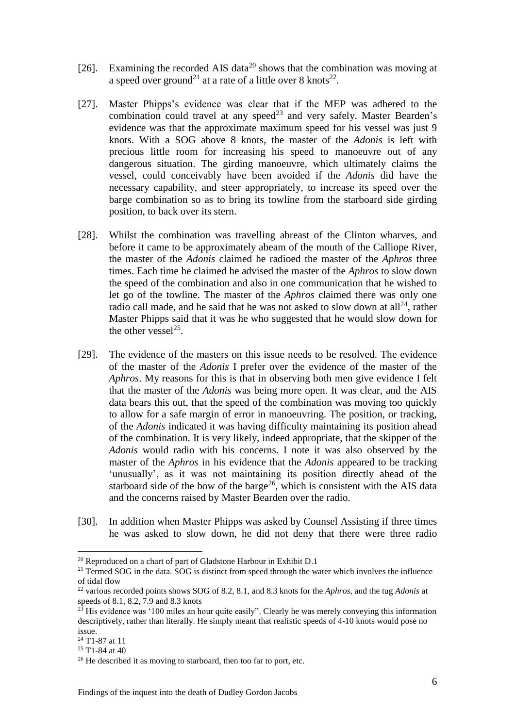[26]. Examining the recorded AIS data[20] shows that the combination was moving at a speed over ground[21] at a rate of a little over 8 knots[22].

[27]. Master Phipps's evidence was clear that if the MEP was adhered to the combination could travel at any speed[23] and very safely. Master Bearden's evidence was that the approximate maximum speed for his vessel was just 9 knots. With a SOG above 8 knots, the master of the *Adonis* is left with precious little room for increasing his speed to manoeuvre out of any dangerous situation. The girding manoeuvre, which ultimately claims the vessel, could conceivably have been avoided if the *Adonis* did have the necessary capability, and steer appropriately, to increase its speed over the barge combination so as to bring its towline from the starboard side girding position, to back over its stern.

[28]. Whilst the combination was travelling abreast of the Clinton wharves, and before it came to be approximately abeam of the mouth of the Calliope River, the master of the *Adonis* claimed he radioed the master of the *Aphros* three times. Each time he claimed he advised the master of the *Aphros* to slow down the speed of the combination and also in one communication that he wished to let go of the towline. The master of the *Aphros* claimed there was only one radio call made, and he said that he was not asked to slow down at all[24], rather Master Phipps said that it was he who suggested that he would slow down for the other vessel[25].

[29]. The evidence of the masters on this issue needs to be resolved. The evidence of the master of the *Adonis* I prefer over the evidence of the master of the *Aphros*. My reasons for this is that in observing both men give evidence I felt that the master of the *Adonis* was being more open. It was clear, and the AIS data bears this out, that the speed of the combination was moving too quickly to allow for a safe margin of error in manoeuvring. The position, or tracking, of the *Adonis* indicated it was having difficulty maintaining its position ahead of the combination. It is very likely, indeed appropriate, that the skipper of the *Adonis* would radio with his concerns. I note it was also observed by the master of the *Aphros* in his evidence that the *Adonis* appeared to be tracking 'unusually', as it was not maintaining its position directly ahead of the starboard side of the bow of the barge[26], which is consistent with the AIS data and the concerns raised by Master Bearden over the radio.

[30]. In addition when Master Phipps was asked by Counsel Assisting if three times he was asked to slow down, he did not deny that there were three radio

---

[20] Reproduced on a chart of part of Gladstone Harbour in Exhibit D.1

[21] Termed SOG in the data. SOG is distinct from speed through the water which involves the influence of tidal flow

[22] various recorded points shows SOG of 8.2, 8.1, and 8.3 knots for the *Aphros*, and the tug *Adonis* at speeds of 8.1, 8.2, 7.9 and 8.3 knots

[23] His evidence was '100 miles an hour quite easily". Clearly he was merely conveying this information descriptively, rather than literally. He simply meant that realistic speeds of 4-10 knots would pose no issue.

[24] T1-87 at 11

[25] T1-84 at 40

[26] He described it as moving to starboard, then too far to port, etc.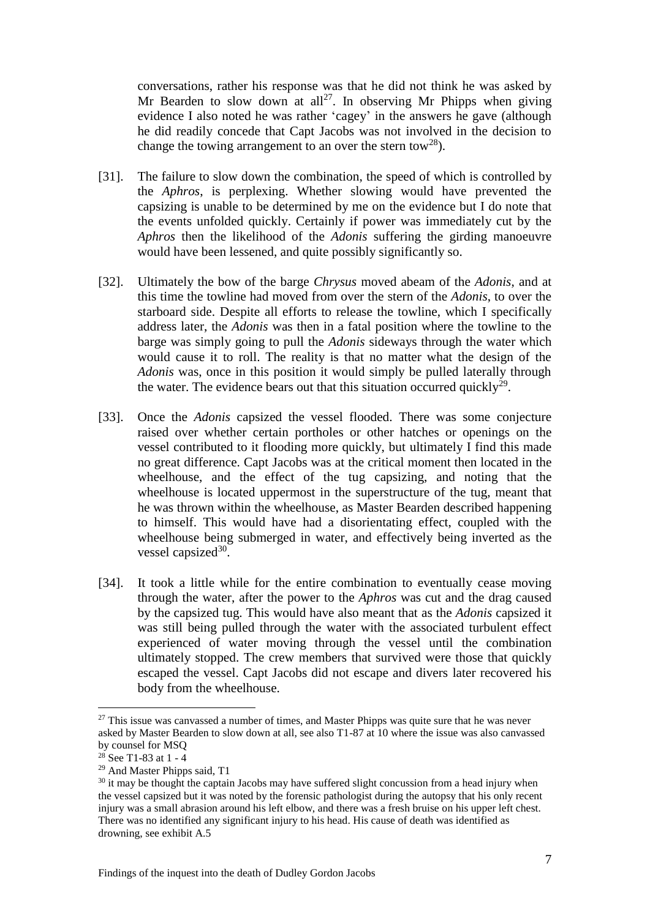conversations, rather his response was that he did not think he was asked by Mr Bearden to slow down at all[27]. In observing Mr Phipps when giving evidence I also noted he was rather 'cagey' in the answers he gave (although he did readily concede that Capt Jacobs was not involved in the decision to change the towing arrangement to an over the stern tow[28]).

[31]. The failure to slow down the combination, the speed of which is controlled by the *Aphros*, is perplexing. Whether slowing would have prevented the capsizing is unable to be determined by me on the evidence but I do note that the events unfolded quickly. Certainly if power was immediately cut by the *Aphros* then the likelihood of the *Adonis* suffering the girding manoeuvre would have been lessened, and quite possibly significantly so.

[32]. Ultimately the bow of the barge *Chrysus* moved abeam of the *Adonis*, and at this time the towline had moved from over the stern of the *Adonis*, to over the starboard side. Despite all efforts to release the towline, which I specifically address later, the *Adonis* was then in a fatal position where the towline to the barge was simply going to pull the *Adonis* sideways through the water which would cause it to roll. The reality is that no matter what the design of the *Adonis* was, once in this position it would simply be pulled laterally through the water. The evidence bears out that this situation occurred quickly[29].

[33]. Once the *Adonis* capsized the vessel flooded. There was some conjecture raised over whether certain portholes or other hatches or openings on the vessel contributed to it flooding more quickly, but ultimately I find this made no great difference. Capt Jacobs was at the critical moment then located in the wheelhouse, and the effect of the tug capsizing, and noting that the wheelhouse is located uppermost in the superstructure of the tug, meant that he was thrown within the wheelhouse, as Master Bearden described happening to himself. This would have had a disorientating effect, coupled with the wheelhouse being submerged in water, and effectively being inverted as the vessel capsized[30].

[34]. It took a little while for the entire combination to eventually cease moving through the water, after the power to the *Aphros* was cut and the drag caused by the capsized tug. This would have also meant that as the *Adonis* capsized it was still being pulled through the water with the associated turbulent effect experienced of water moving through the vessel until the combination ultimately stopped. The crew members that survived were those that quickly escaped the vessel. Capt Jacobs did not escape and divers later recovered his body from the wheelhouse.

---

[27] This issue was canvassed a number of times, and Master Phipps was quite sure that he was never asked by Master Bearden to slow down at all, see also T1-87 at 10 where the issue was also canvassed by counsel for MSQ

[28] See T1-83 at 1 - 4

[29] And Master Phipps said, T1

[30] it may be thought the captain Jacobs may have suffered slight concussion from a head injury when the vessel capsized but it was noted by the forensic pathologist during the autopsy that his only recent injury was a small abrasion around his left elbow, and there was a fresh bruise on his upper left chest. There was no identified any significant injury to his head. His cause of death was identified as drowning, see exhibit A.5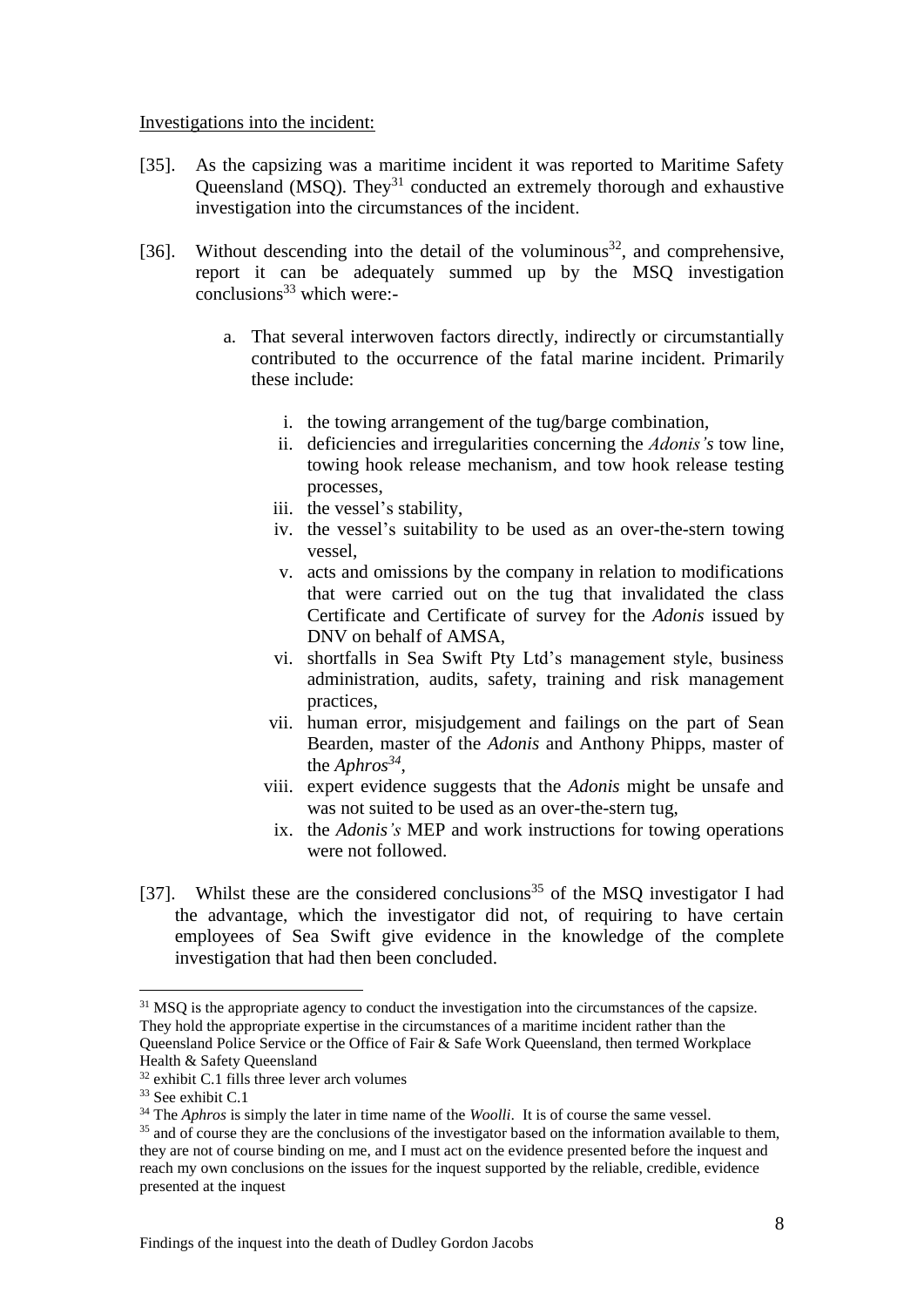Investigations into the incident:

[35]. As the capsizing was a maritime incident it was reported to Maritime Safety Queensland (MSQ). They[31] conducted an extremely thorough and exhaustive investigation into the circumstances of the incident.

[36]. Without descending into the detail of the voluminous[32], and comprehensive, report it can be adequately summed up by the MSQ investigation conclusions[33] which were:-

a. That several interwoven factors directly, indirectly or circumstantially contributed to the occurrence of the fatal marine incident. Primarily these include:

   i. the towing arrangement of the tug/barge combination,
   ii. deficiencies and irregularities concerning the *Adonis's* tow line, towing hook release mechanism, and tow hook release testing processes,
   iii. the vessel's stability,
   iv. the vessel's suitability to be used as an over-the-stern towing vessel,
   v. acts and omissions by the company in relation to modifications that were carried out on the tug that invalidated the class Certificate and Certificate of survey for the *Adonis* issued by DNV on behalf of AMSA,
   vi. shortfalls in Sea Swift Pty Ltd's management style, business administration, audits, safety, training and risk management practices,
   vii. human error, misjudgement and failings on the part of Sean Bearden, master of the *Adonis* and Anthony Phipps, master of the *Aphros*[34],
   viii. expert evidence suggests that the *Adonis* might be unsafe and was not suited to be used as an over-the-stern tug,
   ix. the *Adonis's* MEP and work instructions for towing operations were not followed.

[37]. Whilst these are the considered conclusions[35] of the MSQ investigator I had the advantage, which the investigator did not, of requiring to have certain employees of Sea Swift give evidence in the knowledge of the complete investigation that had then been concluded.

---

[31] MSQ is the appropriate agency to conduct the investigation into the circumstances of the capsize. They hold the appropriate expertise in the circumstances of a maritime incident rather than the Queensland Police Service or the Office of Fair & Safe Work Queensland, then termed Workplace Health & Safety Queensland

[32] exhibit C.1 fills three lever arch volumes

[33] See exhibit C.1

[34] The *Aphros* is simply the later in time name of the *Woolli*. It is of course the same vessel.

[35] and of course they are the conclusions of the investigator based on the information available to them, they are not of course binding on me, and I must act on the evidence presented before the inquest and reach my own conclusions on the issues for the inquest supported by the reliable, credible, evidence presented at the inquest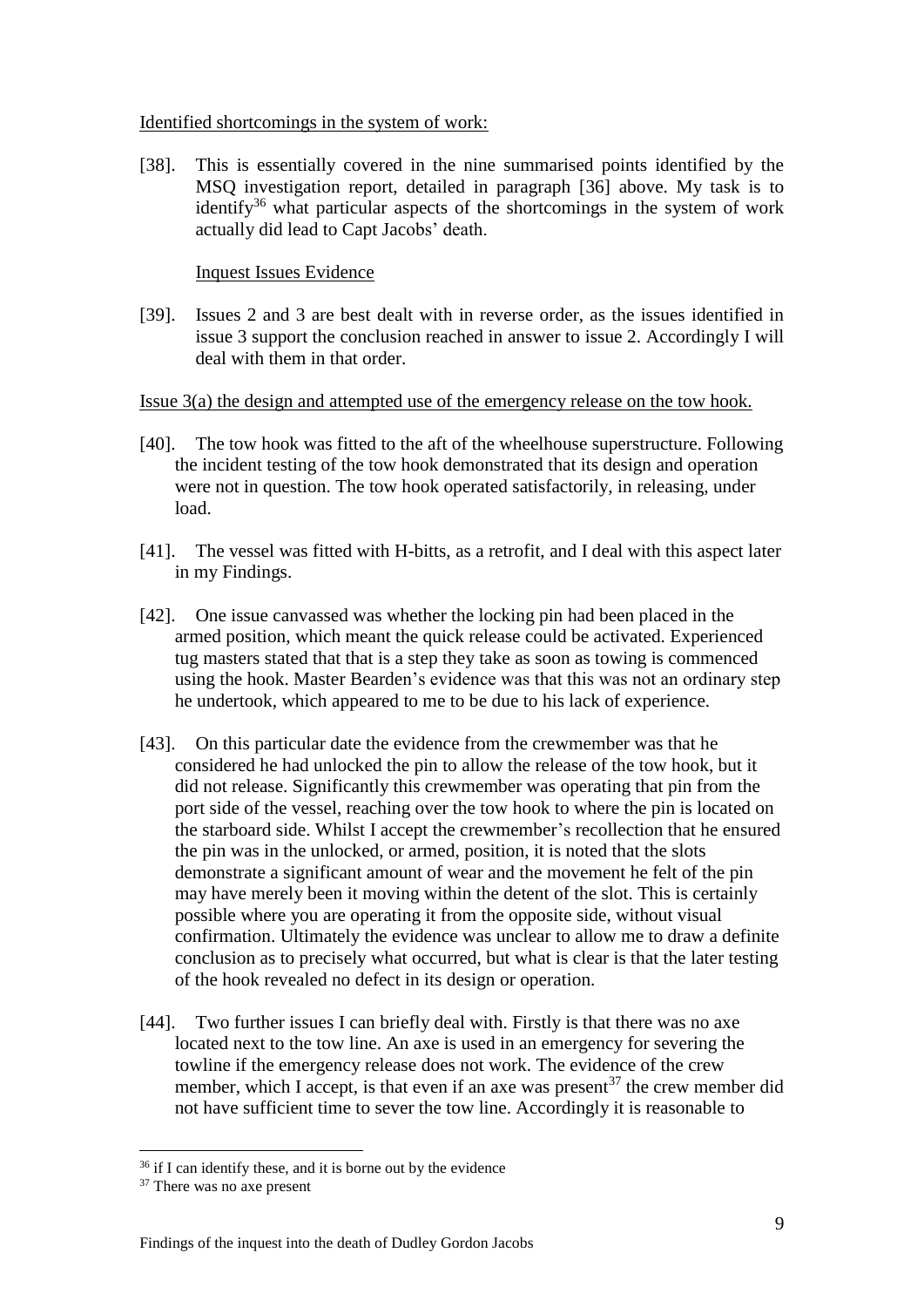Identified shortcomings in the system of work:

[38]. This is essentially covered in the nine summarised points identified by the MSQ investigation report, detailed in paragraph [36] above. My task is to identify[36] what particular aspects of the shortcomings in the system of work actually did lead to Capt Jacobs' death.

Inquest Issues Evidence

[39]. Issues 2 and 3 are best dealt with in reverse order, as the issues identified in issue 3 support the conclusion reached in answer to issue 2. Accordingly I will deal with them in that order.

Issue 3(a) the design and attempted use of the emergency release on the tow hook.

[40]. The tow hook was fitted to the aft of the wheelhouse superstructure. Following the incident testing of the tow hook demonstrated that its design and operation were not in question. The tow hook operated satisfactorily, in releasing, under load.

[41]. The vessel was fitted with H-bitts, as a retrofit, and I deal with this aspect later in my Findings.

[42]. One issue canvassed was whether the locking pin had been placed in the armed position, which meant the quick release could be activated. Experienced tug masters stated that that is a step they take as soon as towing is commenced using the hook. Master Bearden's evidence was that this was not an ordinary step he undertook, which appeared to me to be due to his lack of experience.

[43]. On this particular date the evidence from the crewmember was that he considered he had unlocked the pin to allow the release of the tow hook, but it did not release. Significantly this crewmember was operating that pin from the port side of the vessel, reaching over the tow hook to where the pin is located on the starboard side. Whilst I accept the crewmember's recollection that he ensured the pin was in the unlocked, or armed, position, it is noted that the slots demonstrate a significant amount of wear and the movement he felt of the pin may have merely been it moving within the detent of the slot. This is certainly possible where you are operating it from the opposite side, without visual confirmation. Ultimately the evidence was unclear to allow me to draw a definite conclusion as to precisely what occurred, but what is clear is that the later testing of the hook revealed no defect in its design or operation.

[44]. Two further issues I can briefly deal with. Firstly is that there was no axe located next to the tow line. An axe is used in an emergency for severing the towline if the emergency release does not work. The evidence of the crew member, which I accept, is that even if an axe was present[37] the crew member did not have sufficient time to sever the tow line. Accordingly it is reasonable to

---

[36] if I can identify these, and it is borne out by the evidence

[37] There was no axe present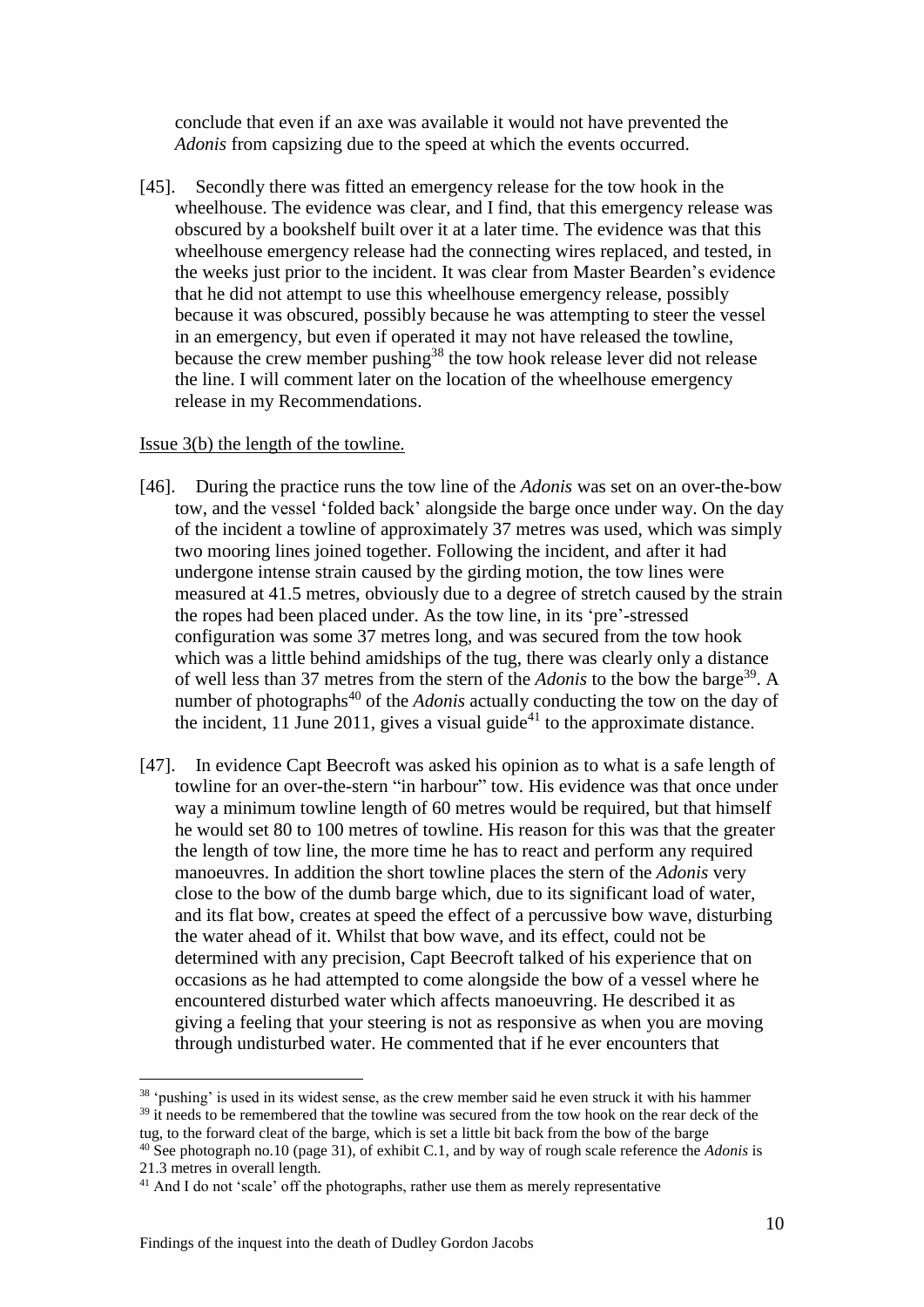conclude that even if an axe was available it would not have prevented the *Adonis* from capsizing due to the speed at which the events occurred.

[45]. Secondly there was fitted an emergency release for the tow hook in the wheelhouse. The evidence was clear, and I find, that this emergency release was obscured by a bookshelf built over it at a later time. The evidence was that this wheelhouse emergency release had the connecting wires replaced, and tested, in the weeks just prior to the incident. It was clear from Master Bearden's evidence that he did not attempt to use this wheelhouse emergency release, possibly because it was obscured, possibly because he was attempting to steer the vessel in an emergency, but even if operated it may not have released the towline, because the crew member pushing[38] the tow hook release lever did not release the line. I will comment later on the location of the wheelhouse emergency release in my Recommendations.

Issue 3(b) the length of the towline.

[46]. During the practice runs the tow line of the *Adonis* was set on an over-the-bow tow, and the vessel 'folded back' alongside the barge once under way. On the day of the incident a towline of approximately 37 metres was used, which was simply two mooring lines joined together. Following the incident, and after it had undergone intense strain caused by the girding motion, the tow lines were measured at 41.5 metres, obviously due to a degree of stretch caused by the strain the ropes had been placed under. As the tow line, in its 'pre'-stressed configuration was some 37 metres long, and was secured from the tow hook which was a little behind amidships of the tug, there was clearly only a distance of well less than 37 metres from the stern of the *Adonis* to the bow the barge[39]. A number of photographs[40] of the *Adonis* actually conducting the tow on the day of the incident, 11 June 2011, gives a visual guide[41] to the approximate distance.

[47]. In evidence Capt Beecroft was asked his opinion as to what is a safe length of towline for an over-the-stern "in harbour" tow. His evidence was that once under way a minimum towline length of 60 metres would be required, but that himself he would set 80 to 100 metres of towline. His reason for this was that the greater the length of tow line, the more time he has to react and perform any required manoeuvres. In addition the short towline places the stern of the *Adonis* very close to the bow of the dumb barge which, due to its significant load of water, and its flat bow, creates at speed the effect of a percussive bow wave, disturbing the water ahead of it. Whilst that bow wave, and its effect, could not be determined with any precision, Capt Beecroft talked of his experience that on occasions as he had attempted to come alongside the bow of a vessel where he encountered disturbed water which affects manoeuvring. He described it as giving a feeling that your steering is not as responsive as when you are moving through undisturbed water. He commented that if he ever encounters that

---

[38] 'pushing' is used in its widest sense, as the crew member said he even struck it with his hammer

[39] it needs to be remembered that the towline was secured from the tow hook on the rear deck of the tug, to the forward cleat of the barge, which is set a little bit back from the bow of the barge

[40] See photograph no.10 (page 31), of exhibit C.1, and by way of rough scale reference the *Adonis* is 21.3 metres in overall length.

[41] And I do not 'scale' off the photographs, rather use them as merely representative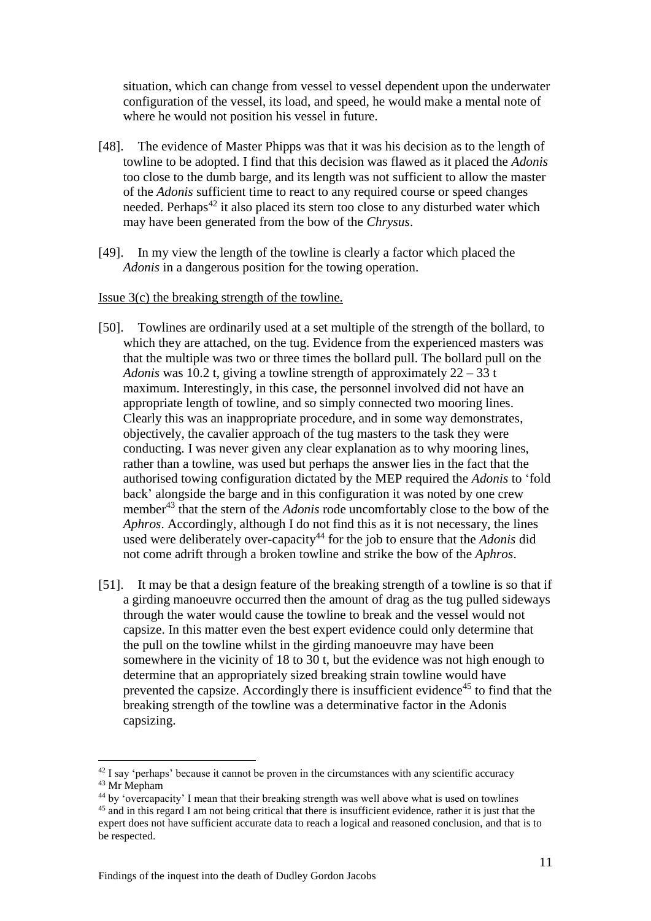situation, which can change from vessel to vessel dependent upon the underwater configuration of the vessel, its load, and speed, he would make a mental note of where he would not position his vessel in future.

[48]. The evidence of Master Phipps was that it was his decision as to the length of towline to be adopted. I find that this decision was flawed as it placed the *Adonis* too close to the dumb barge, and its length was not sufficient to allow the master of the *Adonis* sufficient time to react to any required course or speed changes needed. Perhaps[42] it also placed its stern too close to any disturbed water which may have been generated from the bow of the *Chrysus*.

[49]. In my view the length of the towline is clearly a factor which placed the *Adonis* in a dangerous position for the towing operation.

Issue 3(c) the breaking strength of the towline.

[50]. Towlines are ordinarily used at a set multiple of the strength of the bollard, to which they are attached, on the tug. Evidence from the experienced masters was that the multiple was two or three times the bollard pull. The bollard pull on the *Adonis* was 10.2 t, giving a towline strength of approximately 22 – 33 t maximum. Interestingly, in this case, the personnel involved did not have an appropriate length of towline, and so simply connected two mooring lines. Clearly this was an inappropriate procedure, and in some way demonstrates, objectively, the cavalier approach of the tug masters to the task they were conducting. I was never given any clear explanation as to why mooring lines, rather than a towline, was used but perhaps the answer lies in the fact that the authorised towing configuration dictated by the MEP required the *Adonis* to 'fold back' alongside the barge and in this configuration it was noted by one crew member[43] that the stern of the *Adonis* rode uncomfortably close to the bow of the *Aphros*. Accordingly, although I do not find this as it is not necessary, the lines used were deliberately over-capacity[44] for the job to ensure that the *Adonis* did not come adrift through a broken towline and strike the bow of the *Aphros*.

[51]. It may be that a design feature of the breaking strength of a towline is so that if a girding manoeuvre occurred then the amount of drag as the tug pulled sideways through the water would cause the towline to break and the vessel would not capsize. In this matter even the best expert evidence could only determine that the pull on the towline whilst in the girding manoeuvre may have been somewhere in the vicinity of 18 to 30 t, but the evidence was not high enough to determine that an appropriately sized breaking strain towline would have prevented the capsize. Accordingly there is insufficient evidence[45] to find that the breaking strength of the towline was a determinative factor in the Adonis capsizing.

---

[42] I say 'perhaps' because it cannot be proven in the circumstances with any scientific accuracy

[43] Mr Mepham

[44] by 'overcapacity' I mean that their breaking strength was well above what is used on towlines

[45] and in this regard I am not being critical that there is insufficient evidence, rather it is just that the expert does not have sufficient accurate data to reach a logical and reasoned conclusion, and that is to be respected.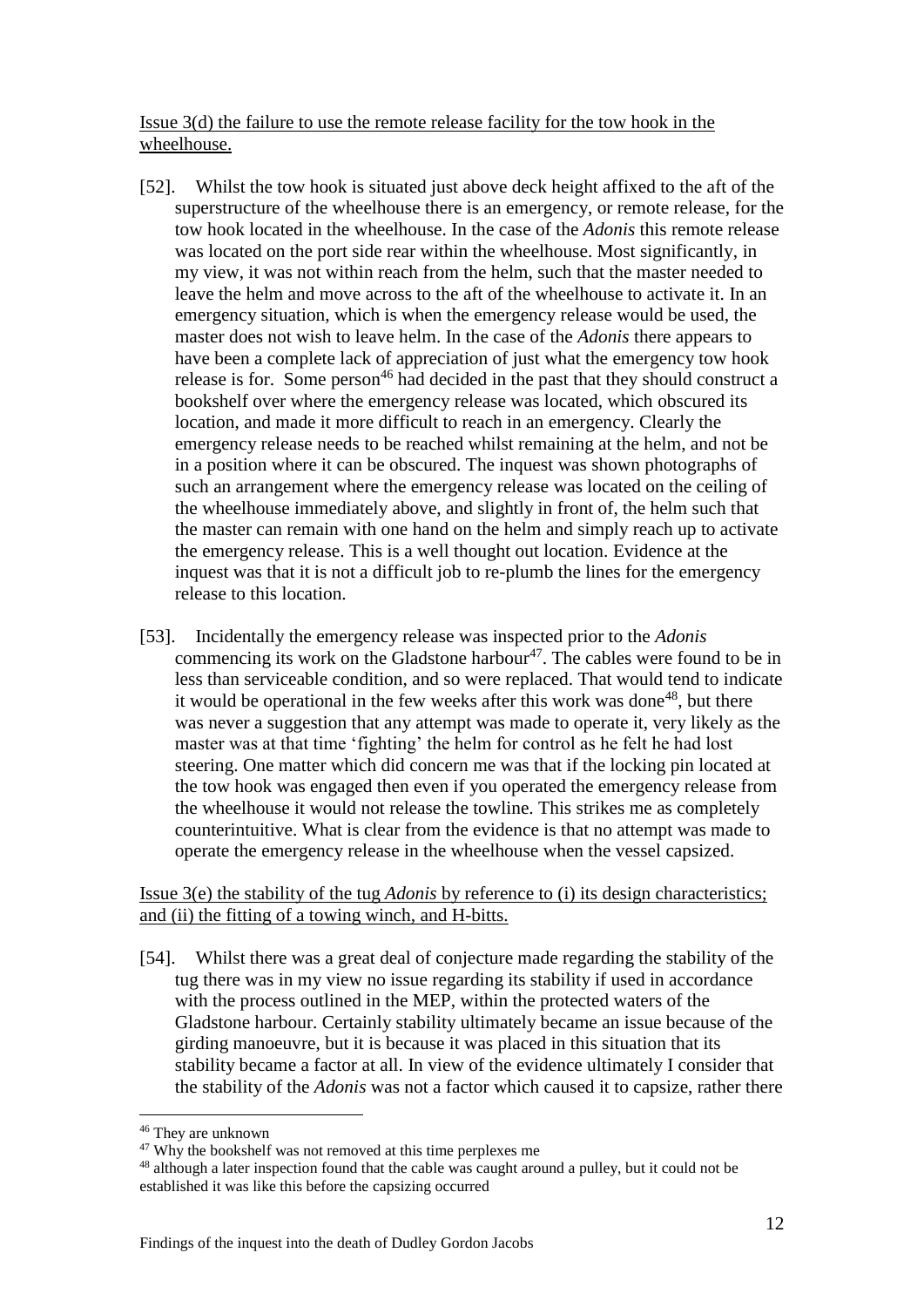Issue 3(d) the failure to use the remote release facility for the tow hook in the wheelhouse.

[52]. Whilst the tow hook is situated just above deck height affixed to the aft of the superstructure of the wheelhouse there is an emergency, or remote release, for the tow hook located in the wheelhouse. In the case of the *Adonis* this remote release was located on the port side rear within the wheelhouse. Most significantly, in my view, it was not within reach from the helm, such that the master needed to leave the helm and move across to the aft of the wheelhouse to activate it. In an emergency situation, which is when the emergency release would be used, the master does not wish to leave helm. In the case of the *Adonis* there appears to have been a complete lack of appreciation of just what the emergency tow hook release is for. Some person[46] had decided in the past that they should construct a bookshelf over where the emergency release was located, which obscured its location, and made it more difficult to reach in an emergency. Clearly the emergency release needs to be reached whilst remaining at the helm, and not be in a position where it can be obscured. The inquest was shown photographs of such an arrangement where the emergency release was located on the ceiling of the wheelhouse immediately above, and slightly in front of, the helm such that the master can remain with one hand on the helm and simply reach up to activate the emergency release. This is a well thought out location. Evidence at the inquest was that it is not a difficult job to re-plumb the lines for the emergency release to this location.

[53]. Incidentally the emergency release was inspected prior to the *Adonis* commencing its work on the Gladstone harbour[47]. The cables were found to be in less than serviceable condition, and so were replaced. That would tend to indicate it would be operational in the few weeks after this work was done[48], but there was never a suggestion that any attempt was made to operate it, very likely as the master was at that time 'fighting' the helm for control as he felt he had lost steering. One matter which did concern me was that if the locking pin located at the tow hook was engaged then even if you operated the emergency release from the wheelhouse it would not release the towline. This strikes me as completely counterintuitive. What is clear from the evidence is that no attempt was made to operate the emergency release in the wheelhouse when the vessel capsized.

Issue 3(e) the stability of the tug *Adonis* by reference to (i) its design characteristics; and (ii) the fitting of a towing winch, and H-bitts.

[54]. Whilst there was a great deal of conjecture made regarding the stability of the tug there was in my view no issue regarding its stability if used in accordance with the process outlined in the MEP, within the protected waters of the Gladstone harbour. Certainly stability ultimately became an issue because of the girding manoeuvre, but it is because it was placed in this situation that its stability became a factor at all. In view of the evidence ultimately I consider that the stability of the *Adonis* was not a factor which caused it to capsize, rather there

---

[46] They are unknown

[47] Why the bookshelf was not removed at this time perplexes me

[48] although a later inspection found that the cable was caught around a pulley, but it could not be established it was like this before the capsizing occurred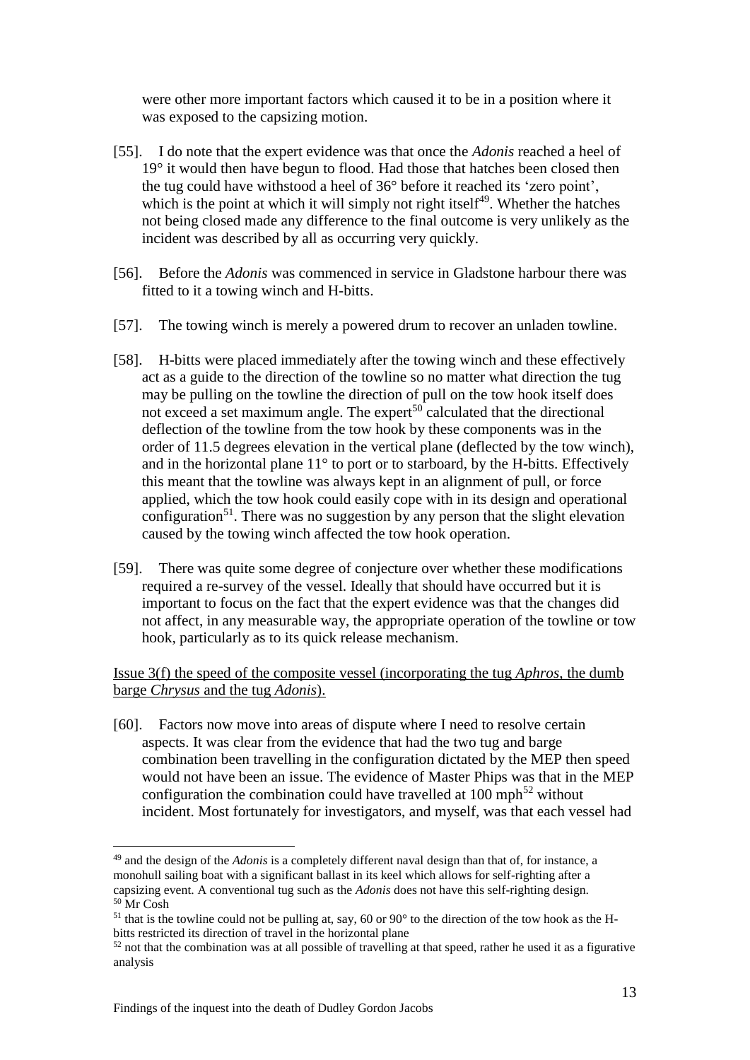were other more important factors which caused it to be in a position where it was exposed to the capsizing motion.

[55]. I do note that the expert evidence was that once the *Adonis* reached a heel of 19° it would then have begun to flood. Had those that hatches been closed then the tug could have withstood a heel of 36° before it reached its 'zero point', which is the point at which it will simply not right itself[49]. Whether the hatches not being closed made any difference to the final outcome is very unlikely as the incident was described by all as occurring very quickly.

[56]. Before the *Adonis* was commenced in service in Gladstone harbour there was fitted to it a towing winch and H-bitts.

[57]. The towing winch is merely a powered drum to recover an unladen towline.

[58]. H-bitts were placed immediately after the towing winch and these effectively act as a guide to the direction of the towline so no matter what direction the tug may be pulling on the towline the direction of pull on the tow hook itself does not exceed a set maximum angle. The expert[50] calculated that the directional deflection of the towline from the tow hook by these components was in the order of 11.5 degrees elevation in the vertical plane (deflected by the tow winch), and in the horizontal plane 11° to port or to starboard, by the H-bitts. Effectively this meant that the towline was always kept in an alignment of pull, or force applied, which the tow hook could easily cope with in its design and operational configuration[51]. There was no suggestion by any person that the slight elevation caused by the towing winch affected the tow hook operation.

[59]. There was quite some degree of conjecture over whether these modifications required a re-survey of the vessel. Ideally that should have occurred but it is important to focus on the fact that the expert evidence was that the changes did not affect, in any measurable way, the appropriate operation of the towline or tow hook, particularly as to its quick release mechanism.

<u>Issue 3(f) the speed of the composite vessel (incorporating the tug *Aphros*, the dumb barge *Chrysus* and the tug *Adonis*).</u>

[60]. Factors now move into areas of dispute where I need to resolve certain aspects. It was clear from the evidence that had the two tug and barge combination been travelling in the configuration dictated by the MEP then speed would not have been an issue. The evidence of Master Phips was that in the MEP configuration the combination could have travelled at 100 mph[52] without incident. Most fortunately for investigators, and myself, was that each vessel had

---

[49] and the design of the *Adonis* is a completely different naval design than that of, for instance, a monohull sailing boat with a significant ballast in its keel which allows for self-righting after a capsizing event. A conventional tug such as the *Adonis* does not have this self-righting design.

[50] Mr Cosh

[51] that is the towline could not be pulling at, say, 60 or 90° to the direction of the tow hook as the H-bitts restricted its direction of travel in the horizontal plane

[52] not that the combination was at all possible of travelling at that speed, rather he used it as a figurative analysis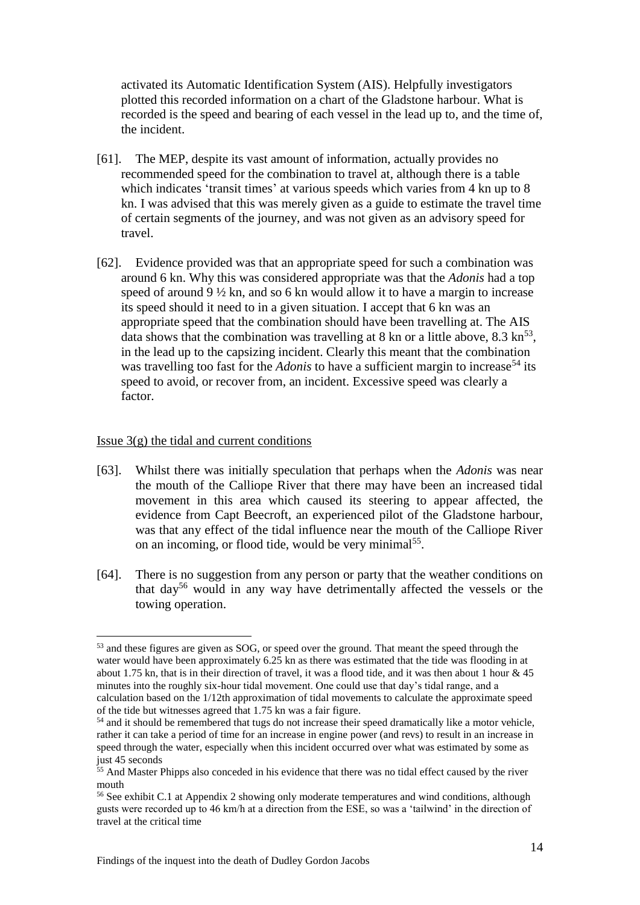activated its Automatic Identification System (AIS). Helpfully investigators plotted this recorded information on a chart of the Gladstone harbour. What is recorded is the speed and bearing of each vessel in the lead up to, and the time of, the incident.

[61]. The MEP, despite its vast amount of information, actually provides no recommended speed for the combination to travel at, although there is a table which indicates 'transit times' at various speeds which varies from 4 kn up to 8 kn. I was advised that this was merely given as a guide to estimate the travel time of certain segments of the journey, and was not given as an advisory speed for travel.

[62]. Evidence provided was that an appropriate speed for such a combination was around 6 kn. Why this was considered appropriate was that the *Adonis* had a top speed of around 9 ½ kn, and so 6 kn would allow it to have a margin to increase its speed should it need to in a given situation. I accept that 6 kn was an appropriate speed that the combination should have been travelling at. The AIS data shows that the combination was travelling at 8 kn or a little above, 8.3 kn[53], in the lead up to the capsizing incident. Clearly this meant that the combination was travelling too fast for the *Adonis* to have a sufficient margin to increase[54] its speed to avoid, or recover from, an incident. Excessive speed was clearly a factor.

Issue 3(g) the tidal and current conditions

[63]. Whilst there was initially speculation that perhaps when the *Adonis* was near the mouth of the Calliope River that there may have been an increased tidal movement in this area which caused its steering to appear affected, the evidence from Capt Beecroft, an experienced pilot of the Gladstone harbour, was that any effect of the tidal influence near the mouth of the Calliope River on an incoming, or flood tide, would be very minimal[55].

[64]. There is no suggestion from any person or party that the weather conditions on that day[56] would in any way have detrimentally affected the vessels or the towing operation.

---

[53] and these figures are given as SOG, or speed over the ground. That meant the speed through the water would have been approximately 6.25 kn as there was estimated that the tide was flooding in at about 1.75 kn, that is in their direction of travel, it was a flood tide, and it was then about 1 hour & 45 minutes into the roughly six-hour tidal movement. One could use that day's tidal range, and a calculation based on the 1/12th approximation of tidal movements to calculate the approximate speed of the tide but witnesses agreed that 1.75 kn was a fair figure.

[54] and it should be remembered that tugs do not increase their speed dramatically like a motor vehicle, rather it can take a period of time for an increase in engine power (and revs) to result in an increase in speed through the water, especially when this incident occurred over what was estimated by some as just 45 seconds

[55] And Master Phipps also conceded in his evidence that there was no tidal effect caused by the river mouth

[56] See exhibit C.1 at Appendix 2 showing only moderate temperatures and wind conditions, although gusts were recorded up to 46 km/h at a direction from the ESE, so was a 'tailwind' in the direction of travel at the critical time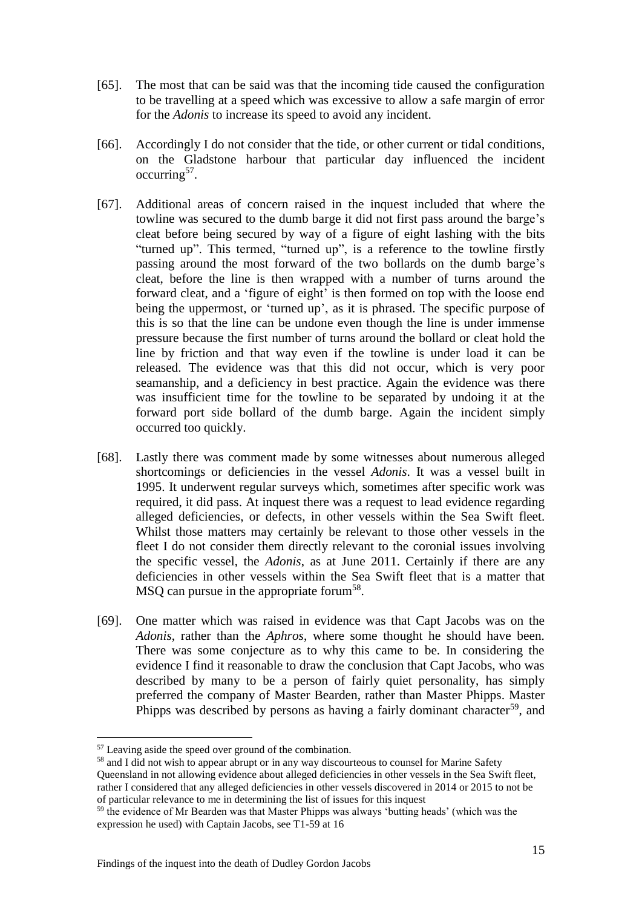[65]. The most that can be said was that the incoming tide caused the configuration to be travelling at a speed which was excessive to allow a safe margin of error for the *Adonis* to increase its speed to avoid any incident.

[66]. Accordingly I do not consider that the tide, or other current or tidal conditions, on the Gladstone harbour that particular day influenced the incident occurring[57].

[67]. Additional areas of concern raised in the inquest included that where the towline was secured to the dumb barge it did not first pass around the barge's cleat before being secured by way of a figure of eight lashing with the bits "turned up". This termed, "turned up", is a reference to the towline firstly passing around the most forward of the two bollards on the dumb barge's cleat, before the line is then wrapped with a number of turns around the forward cleat, and a 'figure of eight' is then formed on top with the loose end being the uppermost, or 'turned up', as it is phrased. The specific purpose of this is so that the line can be undone even though the line is under immense pressure because the first number of turns around the bollard or cleat hold the line by friction and that way even if the towline is under load it can be released. The evidence was that this did not occur, which is very poor seamanship, and a deficiency in best practice. Again the evidence was there was insufficient time for the towline to be separated by undoing it at the forward port side bollard of the dumb barge. Again the incident simply occurred too quickly.

[68]. Lastly there was comment made by some witnesses about numerous alleged shortcomings or deficiencies in the vessel *Adonis*. It was a vessel built in 1995. It underwent regular surveys which, sometimes after specific work was required, it did pass. At inquest there was a request to lead evidence regarding alleged deficiencies, or defects, in other vessels within the Sea Swift fleet. Whilst those matters may certainly be relevant to those other vessels in the fleet I do not consider them directly relevant to the coronial issues involving the specific vessel, the *Adonis*, as at June 2011. Certainly if there are any deficiencies in other vessels within the Sea Swift fleet that is a matter that MSQ can pursue in the appropriate forum[58].

[69]. One matter which was raised in evidence was that Capt Jacobs was on the *Adonis*, rather than the *Aphros*, where some thought he should have been. There was some conjecture as to why this came to be. In considering the evidence I find it reasonable to draw the conclusion that Capt Jacobs, who was described by many to be a person of fairly quiet personality, has simply preferred the company of Master Bearden, rather than Master Phipps. Master Phipps was described by persons as having a fairly dominant character[59], and

---

[57] Leaving aside the speed over ground of the combination.

[58] and I did not wish to appear abrupt or in any way discourteous to counsel for Marine Safety Queensland in not allowing evidence about alleged deficiencies in other vessels in the Sea Swift fleet, rather I considered that any alleged deficiencies in other vessels discovered in 2014 or 2015 to not be of particular relevance to me in determining the list of issues for this inquest

[59] the evidence of Mr Bearden was that Master Phipps was always 'butting heads' (which was the expression he used) with Captain Jacobs, see T1-59 at 16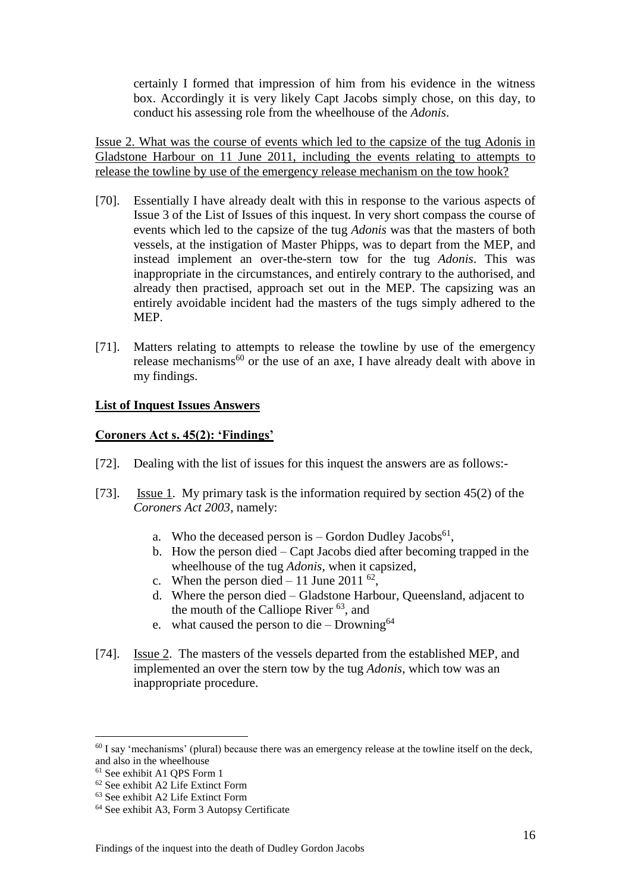certainly I formed that impression of him from his evidence in the witness box. Accordingly it is very likely Capt Jacobs simply chose, on this day, to conduct his assessing role from the wheelhouse of the *Adonis*.

Issue 2. What was the course of events which led to the capsize of the tug Adonis in Gladstone Harbour on 11 June 2011, including the events relating to attempts to release the towline by use of the emergency release mechanism on the tow hook?

[70]. Essentially I have already dealt with this in response to the various aspects of Issue 3 of the List of Issues of this inquest. In very short compass the course of events which led to the capsize of the tug *Adonis* was that the masters of both vessels, at the instigation of Master Phipps, was to depart from the MEP, and instead implement an over-the-stern tow for the tug *Adonis*. This was inappropriate in the circumstances, and entirely contrary to the authorised, and already then practised, approach set out in the MEP. The capsizing was an entirely avoidable incident had the masters of the tugs simply adhered to the MEP.

[71]. Matters relating to attempts to release the towline by use of the emergency release mechanisms[60] or the use of an axe, I have already dealt with above in my findings.

**List of Inquest Issues Answers**

**Coroners Act s. 45(2): 'Findings'**

[72]. Dealing with the list of issues for this inquest the answers are as follows:-

[73]. Issue 1. My primary task is the information required by section 45(2) of the *Coroners Act 2003*, namely:

a. Who the deceased person is – Gordon Dudley Jacobs[61],
b. How the person died – Capt Jacobs died after becoming trapped in the wheelhouse of the tug *Adonis*, when it capsized,
c. When the person died – 11 June 2011 [62],
d. Where the person died – Gladstone Harbour, Queensland, adjacent to the mouth of the Calliope River [63], and
e. what caused the person to die – Drowning[64]

[74]. Issue 2. The masters of the vessels departed from the established MEP, and implemented an over the stern tow by the tug *Adonis*, which tow was an inappropriate procedure.

---

[60] I say 'mechanisms' (plural) because there was an emergency release at the towline itself on the deck, and also in the wheelhouse
[61] See exhibit A1 QPS Form 1
[62] See exhibit A2 Life Extinct Form
[63] See exhibit A2 Life Extinct Form
[64] See exhibit A3, Form 3 Autopsy Certificate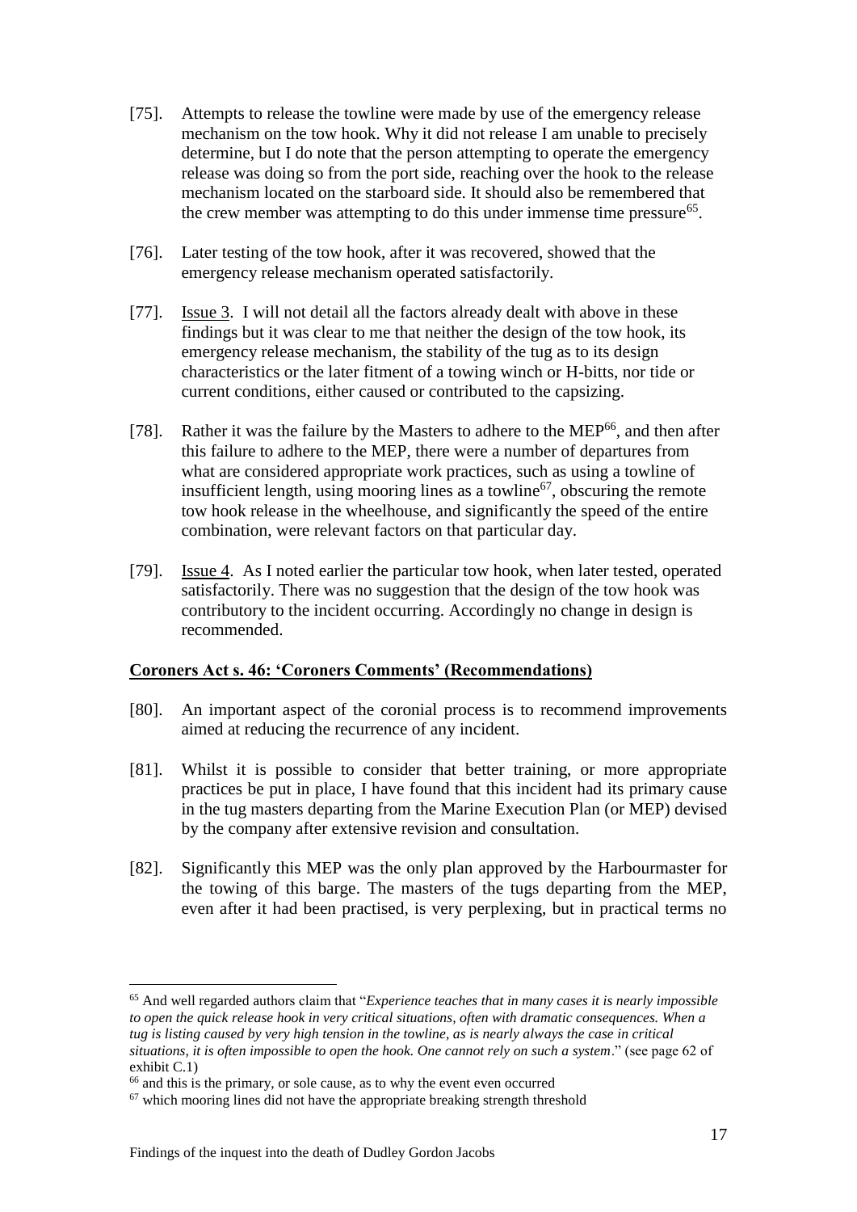[75]. Attempts to release the towline were made by use of the emergency release mechanism on the tow hook. Why it did not release I am unable to precisely determine, but I do note that the person attempting to operate the emergency release was doing so from the port side, reaching over the hook to the release mechanism located on the starboard side. It should also be remembered that the crew member was attempting to do this under immense time pressure[65].

[76]. Later testing of the tow hook, after it was recovered, showed that the emergency release mechanism operated satisfactorily.

[77]. Issue 3. I will not detail all the factors already dealt with above in these findings but it was clear to me that neither the design of the tow hook, its emergency release mechanism, the stability of the tug as to its design characteristics or the later fitment of a towing winch or H-bitts, nor tide or current conditions, either caused or contributed to the capsizing.

[78]. Rather it was the failure by the Masters to adhere to the MEP[66], and then after this failure to adhere to the MEP, there were a number of departures from what are considered appropriate work practices, such as using a towline of insufficient length, using mooring lines as a towline[67], obscuring the remote tow hook release in the wheelhouse, and significantly the speed of the entire combination, were relevant factors on that particular day.

[79]. Issue 4. As I noted earlier the particular tow hook, when later tested, operated satisfactorily. There was no suggestion that the design of the tow hook was contributory to the incident occurring. Accordingly no change in design is recommended.

**Coroners Act s. 46: 'Coroners Comments' (Recommendations)**

[80]. An important aspect of the coronial process is to recommend improvements aimed at reducing the recurrence of any incident.

[81]. Whilst it is possible to consider that better training, or more appropriate practices be put in place, I have found that this incident had its primary cause in the tug masters departing from the Marine Execution Plan (or MEP) devised by the company after extensive revision and consultation.

[82]. Significantly this MEP was the only plan approved by the Harbourmaster for the towing of this barge. The masters of the tugs departing from the MEP, even after it had been practised, is very perplexing, but in practical terms no

---

[65] And well regarded authors claim that "*Experience teaches that in many cases it is nearly impossible to open the quick release hook in very critical situations, often with dramatic consequences. When a tug is listing caused by very high tension in the towline, as is nearly always the case in critical situations, it is often impossible to open the hook. One cannot rely on such a system*." (see page 62 of exhibit C.1)

[66] and this is the primary, or sole cause, as to why the event even occurred

[67] which mooring lines did not have the appropriate breaking strength threshold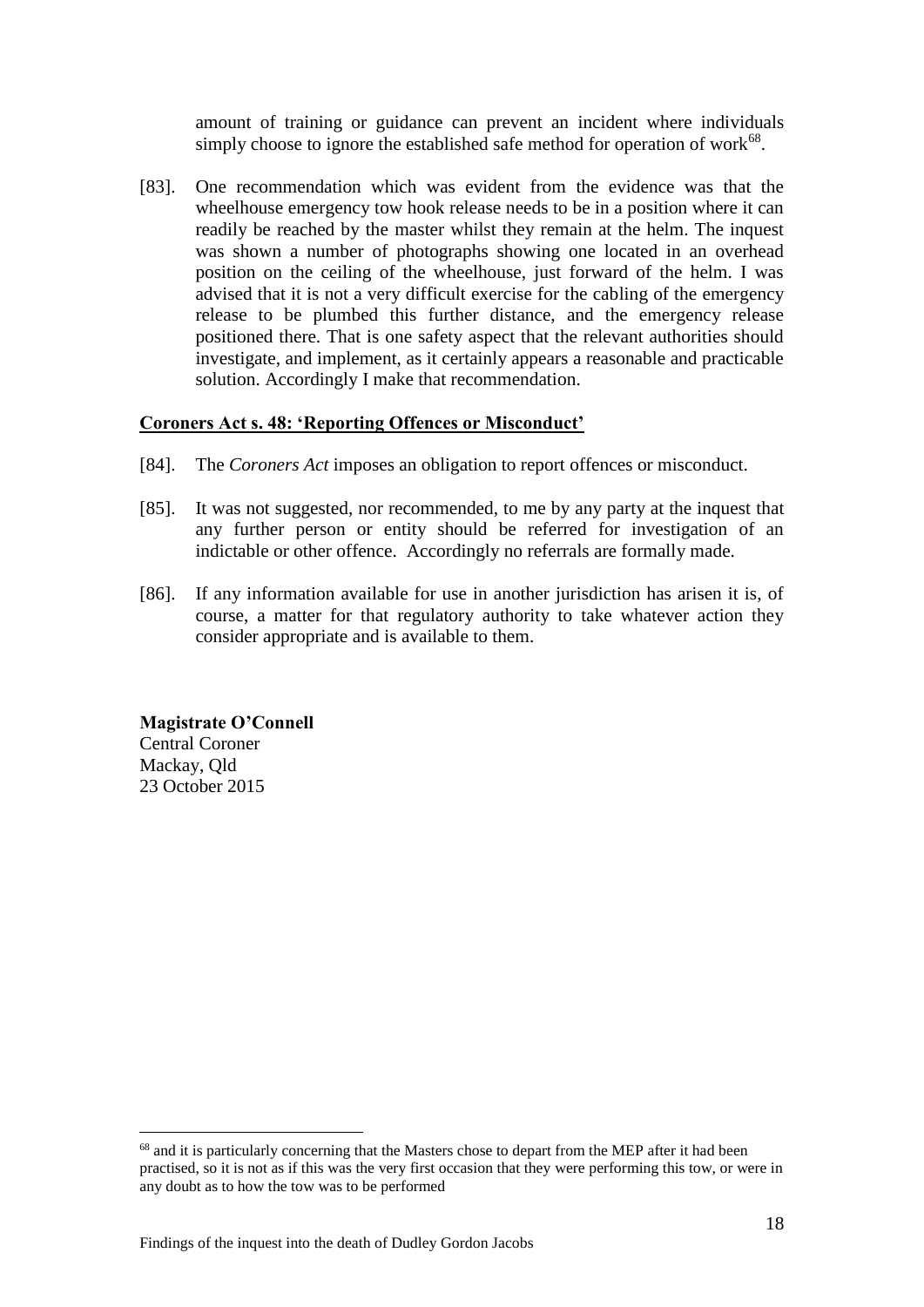amount of training or guidance can prevent an incident where individuals simply choose to ignore the established safe method for operation of work[68].

[83]. One recommendation which was evident from the evidence was that the wheelhouse emergency tow hook release needs to be in a position where it can readily be reached by the master whilst they remain at the helm. The inquest was shown a number of photographs showing one located in an overhead position on the ceiling of the wheelhouse, just forward of the helm. I was advised that it is not a very difficult exercise for the cabling of the emergency release to be plumbed this further distance, and the emergency release positioned there. That is one safety aspect that the relevant authorities should investigate, and implement, as it certainly appears a reasonable and practicable solution. Accordingly I make that recommendation.

## Coroners Act s. 48: 'Reporting Offences or Misconduct'

[84]. The *Coroners Act* imposes an obligation to report offences or misconduct.

[85]. It was not suggested, nor recommended, to me by any party at the inquest that any further person or entity should be referred for investigation of an indictable or other offence. Accordingly no referrals are formally made.

[86]. If any information available for use in another jurisdiction has arisen it is, of course, a matter for that regulatory authority to take whatever action they consider appropriate and is available to them.

**Magistrate O'Connell**
Central Coroner
Mackay, Qld
23 October 2015

[68] and it is particularly concerning that the Masters chose to depart from the MEP after it had been practised, so it is not as if this was the very first occasion that they were performing this tow, or were in any doubt as to how the tow was to be performed